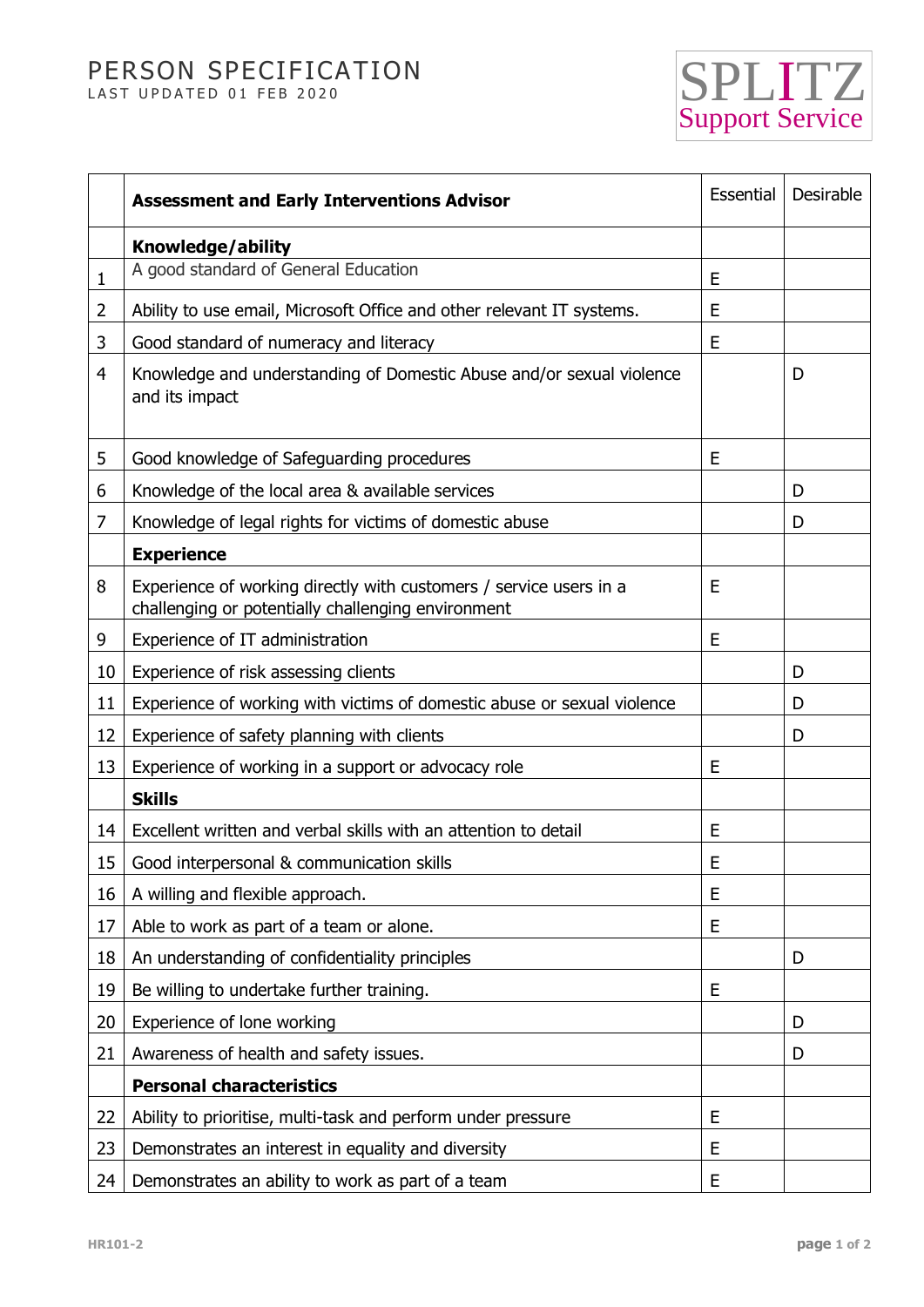# PERSON SPECIFICATION

LAST UPDATED 01 FEB 2020

SPLITZ Support Service

| | **Assessment and Early Interventions Advisor** | Essential | Desirable |
|---|---|---|---|
| | **Knowledge/ability** | | |
| 1 | A good standard of General Education | E | |
| 2 | Ability to use email, Microsoft Office and other relevant IT systems. | E | |
| 3 | Good standard of numeracy and literacy | E | |
| 4 | Knowledge and understanding of Domestic Abuse and/or sexual violence and its impact | | D |
| 5 | Good knowledge of Safeguarding procedures | E | |
| 6 | Knowledge of the local area & available services | | D |
| 7 | Knowledge of legal rights for victims of domestic abuse | | D |
| | **Experience** | | |
| 8 | Experience of working directly with customers / service users in a challenging or potentially challenging environment | E | |
| 9 | Experience of IT administration | E | |
| 10 | Experience of risk assessing clients | | D |
| 11 | Experience of working with victims of domestic abuse or sexual violence | | D |
| 12 | Experience of safety planning with clients | | D |
| 13 | Experience of working in a support or advocacy role | E | |
| | **Skills** | | |
| 14 | Excellent written and verbal skills with an attention to detail | E | |
| 15 | Good interpersonal & communication skills | E | |
| 16 | A willing and flexible approach. | E | |
| 17 | Able to work as part of a team or alone. | E | |
| 18 | An understanding of confidentiality principles | | D |
| 19 | Be willing to undertake further training. | E | |
| 20 | Experience of lone working | | D |
| 21 | Awareness of health and safety issues. | | D |
| | **Personal characteristics** | | |
| 22 | Ability to prioritise, multi-task and perform under pressure | E | |
| 23 | Demonstrates an interest in equality and diversity | E | |
| 24 | Demonstrates an ability to work as part of a team | E | |

HR101-2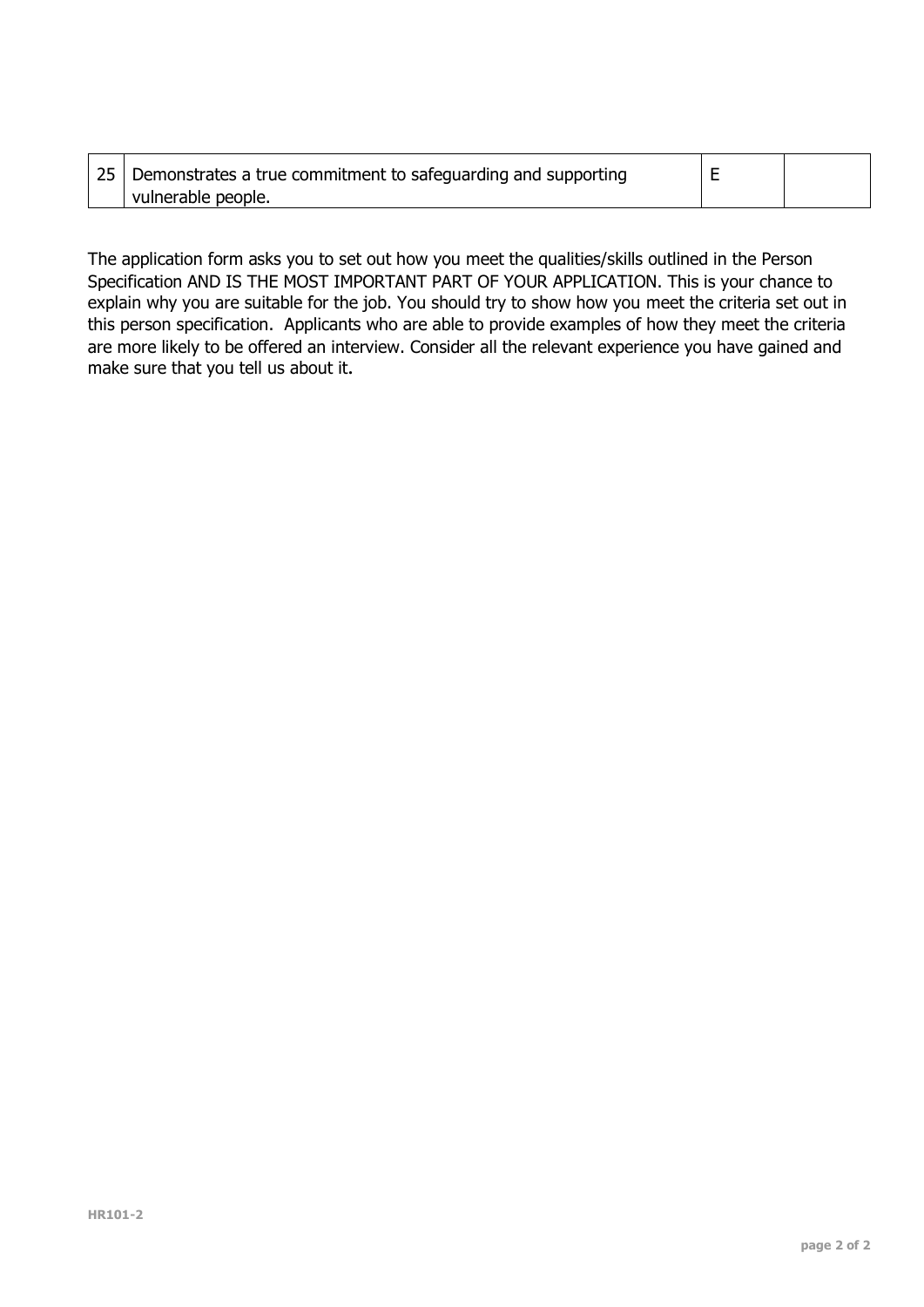| | | | |
|---|---|---|---|
| 25 | Demonstrates a true commitment to safeguarding and supporting vulnerable people. | E | |

The application form asks you to set out how you meet the qualities/skills outlined in the Person Specification AND IS THE MOST IMPORTANT PART OF YOUR APPLICATION. This is your chance to explain why you are suitable for the job. You should try to show how you meet the criteria set out in this person specification. Applicants who are able to provide examples of how they meet the criteria are more likely to be offered an interview. Consider all the relevant experience you have gained and make sure that you tell us about it.

HR101-2